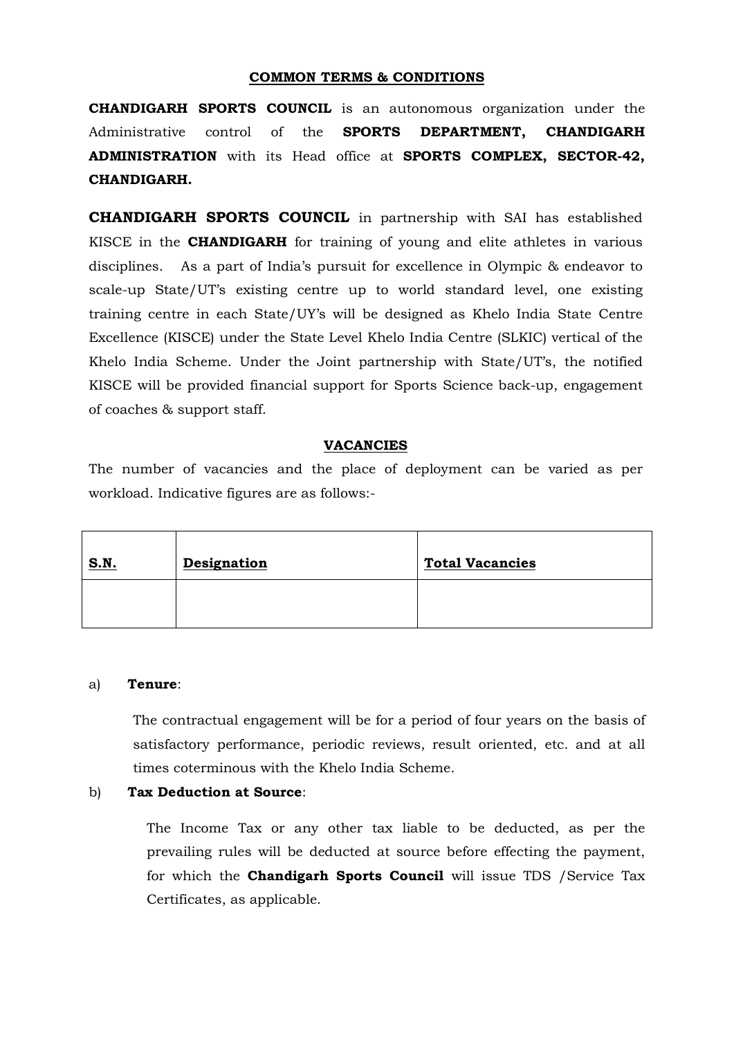## COMMON TERMS & CONDITIONS

**CHANDIGARH SPORTS COUNCIL** is an autonomous organization under the Administrative control of the **SPORTS DEPARTMENT, CHANDIGARH ADMINISTRATION** with its Head office at **SPORTS COMPLEX, SECTOR-42, CHANDIGARH.**

**CHANDIGARH SPORTS COUNCIL** in partnership with SAI has established KISCE in the **CHANDIGARH** for training of young and elite athletes in various disciplines. As a part of India's pursuit for excellence in Olympic & endeavor to scale-up State/UT's existing centre up to world standard level, one existing training centre in each State/UY's will be designed as Khelo India State Centre Excellence (KISCE) under the State Level Khelo India Centre (SLKIC) vertical of the Khelo India Scheme. Under the Joint partnership with State/UT's, the notified KISCE will be provided financial support for Sports Science back-up, engagement of coaches & support staff.

## VACANCIES

The number of vacancies and the place of deployment can be varied as per workload. Indicative figures are as follows:-

| S.N. | Designation | Total Vacancies |
|---|---|---|
| | | |

a) **Tenure**:

The contractual engagement will be for a period of four years on the basis of satisfactory performance, periodic reviews, result oriented, etc. and at all times coterminous with the Khelo India Scheme.

b) **Tax Deduction at Source**:

The Income Tax or any other tax liable to be deducted, as per the prevailing rules will be deducted at source before effecting the payment, for which the **Chandigarh Sports Council** will issue TDS /Service Tax Certificates, as applicable.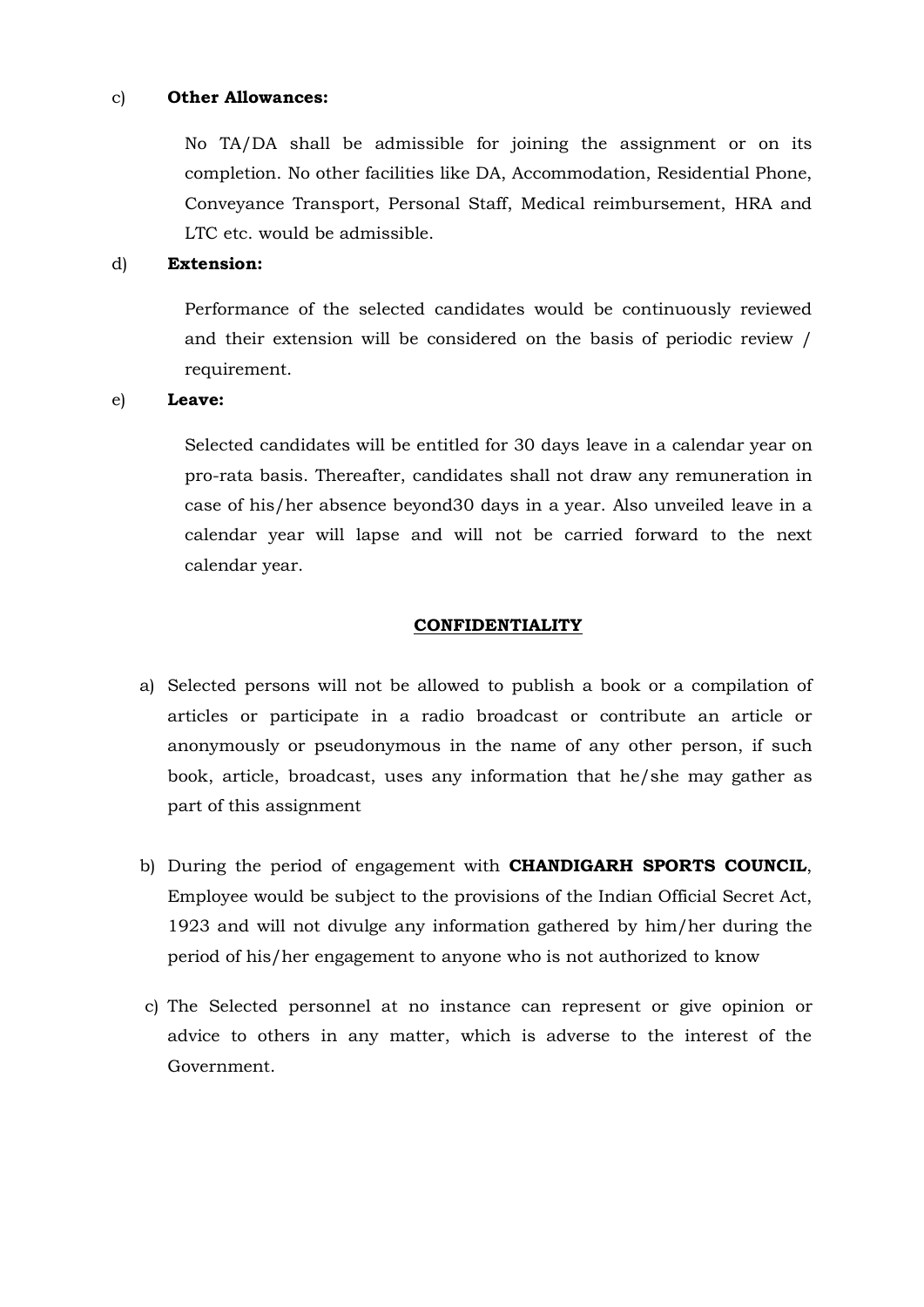c) **Other Allowances:**

No TA/DA shall be admissible for joining the assignment or on its completion. No other facilities like DA, Accommodation, Residential Phone, Conveyance Transport, Personal Staff, Medical reimbursement, HRA and LTC etc. would be admissible.

d) **Extension:**

Performance of the selected candidates would be continuously reviewed and their extension will be considered on the basis of periodic review / requirement.

e) **Leave:**

Selected candidates will be entitled for 30 days leave in a calendar year on pro-rata basis. Thereafter, candidates shall not draw any remuneration in case of his/her absence beyond30 days in a year. Also unveiled leave in a calendar year will lapse and will not be carried forward to the next calendar year.

## CONFIDENTIALITY

a) Selected persons will not be allowed to publish a book or a compilation of articles or participate in a radio broadcast or contribute an article or anonymously or pseudonymous in the name of any other person, if such book, article, broadcast, uses any information that he/she may gather as part of this assignment

b) During the period of engagement with **CHANDIGARH SPORTS COUNCIL**, Employee would be subject to the provisions of the Indian Official Secret Act, 1923 and will not divulge any information gathered by him/her during the period of his/her engagement to anyone who is not authorized to know

c) The Selected personnel at no instance can represent or give opinion or advice to others in any matter, which is adverse to the interest of the Government.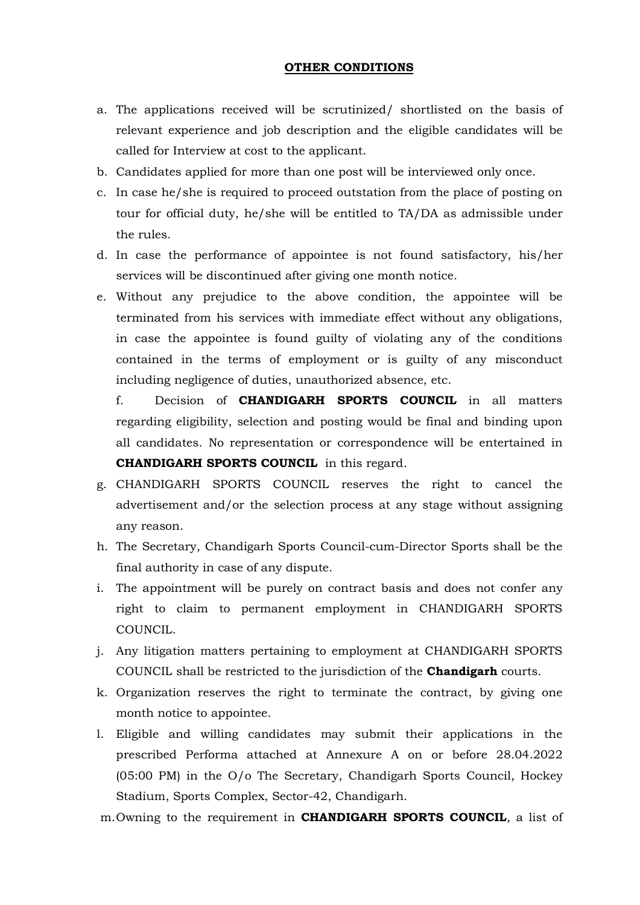## OTHER CONDITIONS

a. The applications received will be scrutinized/ shortlisted on the basis of relevant experience and job description and the eligible candidates will be called for Interview at cost to the applicant.

b. Candidates applied for more than one post will be interviewed only once.

c. In case he/she is required to proceed outstation from the place of posting on tour for official duty, he/she will be entitled to TA/DA as admissible under the rules.

d. In case the performance of appointee is not found satisfactory, his/her services will be discontinued after giving one month notice.

e. Without any prejudice to the above condition, the appointee will be terminated from his services with immediate effect without any obligations, in case the appointee is found guilty of violating any of the conditions contained in the terms of employment or is guilty of any misconduct including negligence of duties, unauthorized absence, etc.

f. Decision of **CHANDIGARH SPORTS COUNCIL** in all matters regarding eligibility, selection and posting would be final and binding upon all candidates. No representation or correspondence will be entertained in **CHANDIGARH SPORTS COUNCIL** in this regard.

g. CHANDIGARH SPORTS COUNCIL reserves the right to cancel the advertisement and/or the selection process at any stage without assigning any reason.

h. The Secretary, Chandigarh Sports Council-cum-Director Sports shall be the final authority in case of any dispute.

i. The appointment will be purely on contract basis and does not confer any right to claim to permanent employment in CHANDIGARH SPORTS COUNCIL.

j. Any litigation matters pertaining to employment at CHANDIGARH SPORTS COUNCIL shall be restricted to the jurisdiction of the **Chandigarh** courts.

k. Organization reserves the right to terminate the contract, by giving one month notice to appointee.

l. Eligible and willing candidates may submit their applications in the prescribed Performa attached at Annexure A on or before 28.04.2022 (05:00 PM) in the O/o The Secretary, Chandigarh Sports Council, Hockey Stadium, Sports Complex, Sector-42, Chandigarh.

m. Owning to the requirement in **CHANDIGARH SPORTS COUNCIL**, a list of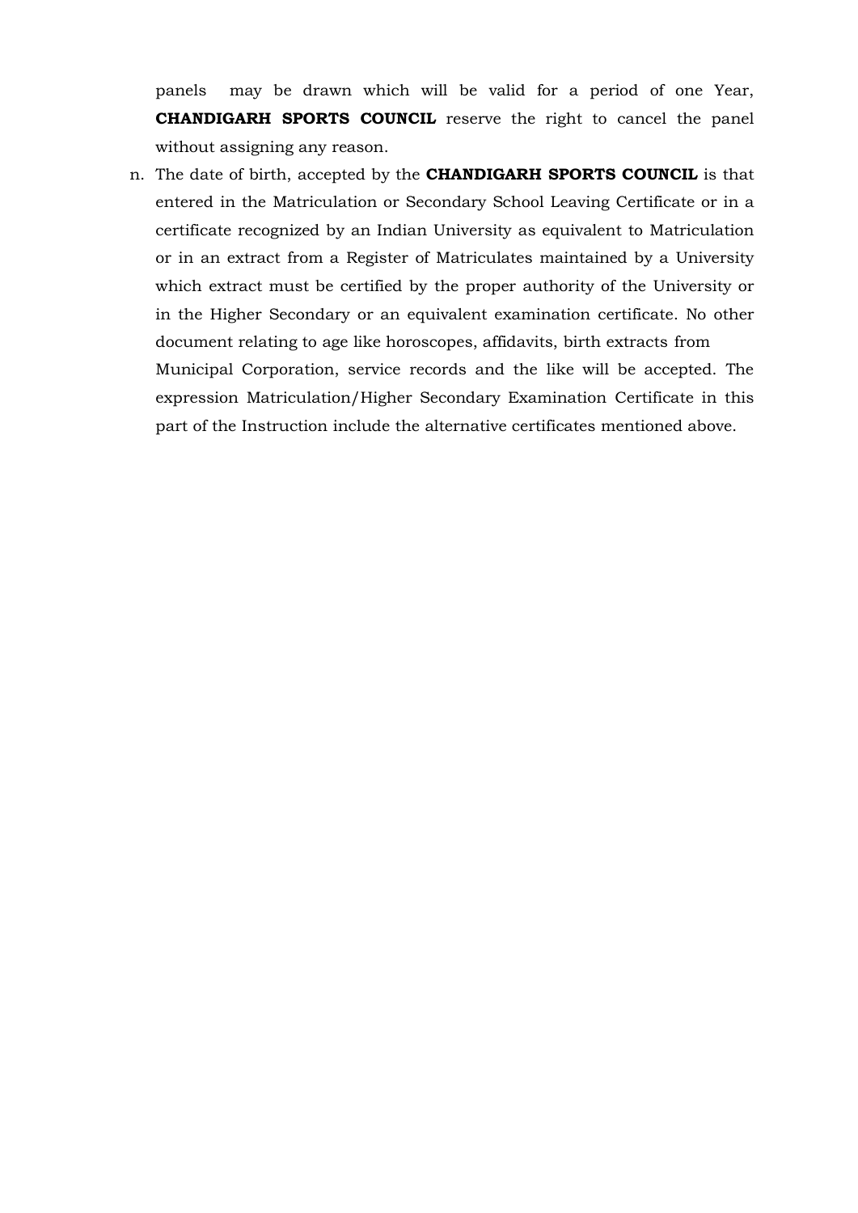panels may be drawn which will be valid for a period of one Year, **CHANDIGARH SPORTS COUNCIL** reserve the right to cancel the panel without assigning any reason.

n. The date of birth, accepted by the **CHANDIGARH SPORTS COUNCIL** is that entered in the Matriculation or Secondary School Leaving Certificate or in a certificate recognized by an Indian University as equivalent to Matriculation or in an extract from a Register of Matriculates maintained by a University which extract must be certified by the proper authority of the University or in the Higher Secondary or an equivalent examination certificate. No other document relating to age like horoscopes, affidavits, birth extracts from Municipal Corporation, service records and the like will be accepted. The expression Matriculation/Higher Secondary Examination Certificate in this part of the Instruction include the alternative certificates mentioned above.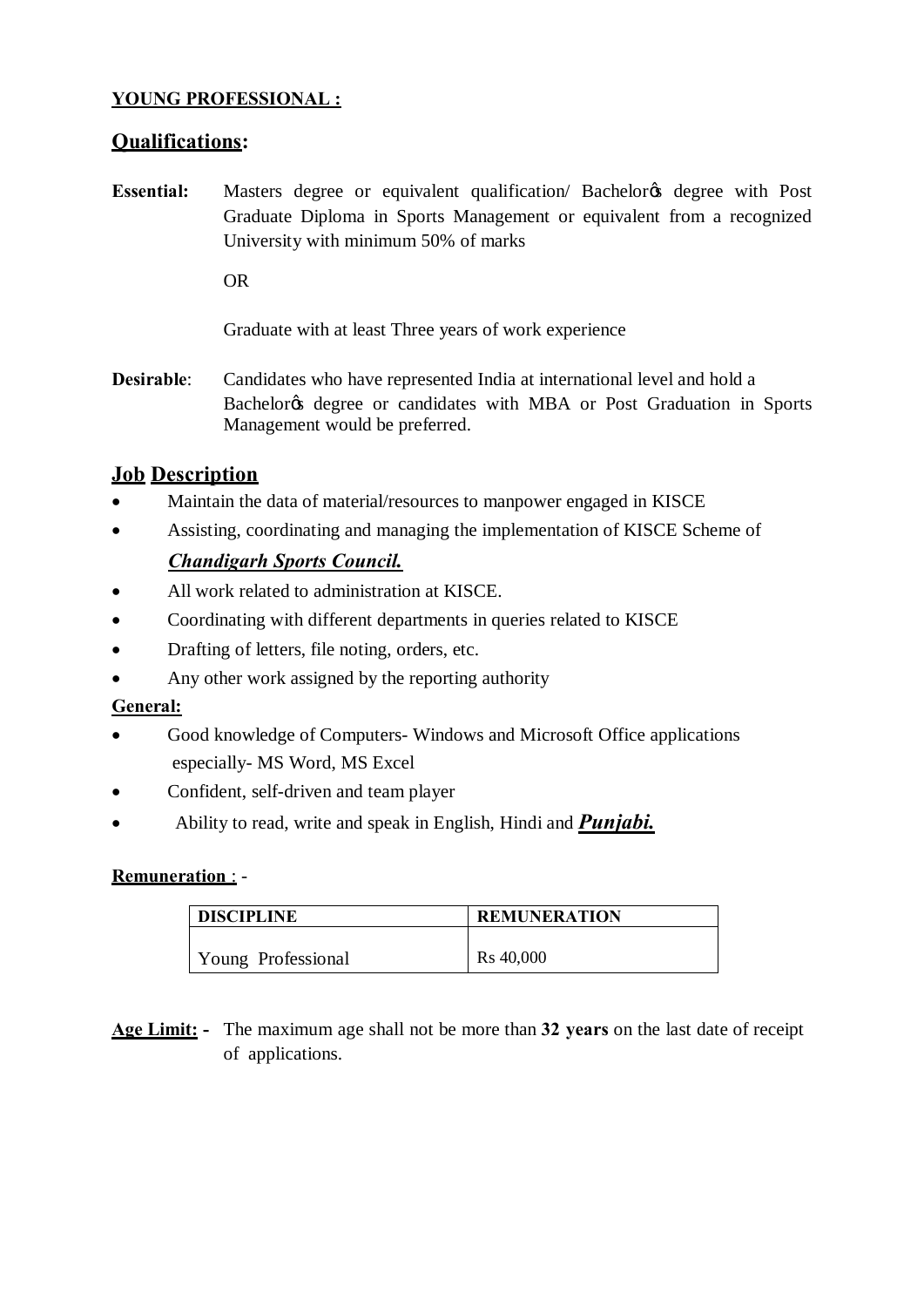**YOUNG PROFESSIONAL :**

## Qualifications:

**Essential:** Masters degree or equivalent qualification/ Bachelorꞌs degree with Post Graduate Diploma in Sports Management or equivalent from a recognized University with minimum 50% of marks

OR

Graduate with at least Three years of work experience

**Desirable**: Candidates who have represented India at international level and hold a Bachelorꞌs degree or candidates with MBA or Post Graduation in Sports Management would be preferred.

## Job Description

- Maintain the data of material/resources to manpower engaged in KISCE
- Assisting, coordinating and managing the implementation of KISCE Scheme of ***Chandigarh Sports Council.***
- All work related to administration at KISCE.
- Coordinating with different departments in queries related to KISCE
- Drafting of letters, file noting, orders, etc.
- Any other work assigned by the reporting authority

**General:**

- Good knowledge of Computers- Windows and Microsoft Office applications especially- MS Word, MS Excel
- Confident, self-driven and team player
- Ability to read, write and speak in English, Hindi and ***Punjabi.***

**Remuneration** : -

| DISCIPLINE | REMUNERATION |
|---|---|
| Young Professional | Rs 40,000 |

**Age Limit: -** The maximum age shall not be more than **32 years** on the last date of receipt of applications.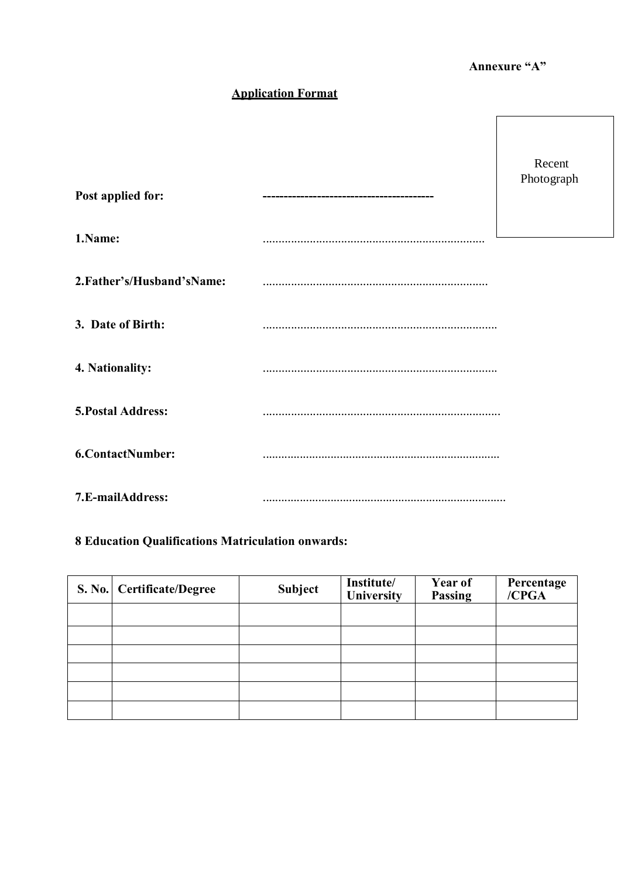**Annexure "A"**

## Application Format

Recent Photograph

**Post applied for:** ----------------------------------------

**1.Name:** ......................................................................

**2.Father's/Husband'sName:** ......................................................................

**3. Date of Birth:** ......................................................................

**4. Nationality:** ......................................................................

**5.Postal Address:** ......................................................................

**6.ContactNumber:** ......................................................................

**7.E-mailAddress:** ......................................................................

**8 Education Qualifications Matriculation onwards:**

| S. No. | Certificate/Degree | Subject | Institute/ University | Year of Passing | Percentage /CPGA |
|---|---|---|---|---|---|
| | | | | | |
| | | | | | |
| | | | | | |
| | | | | | |
| | | | | | |
| | | | | | |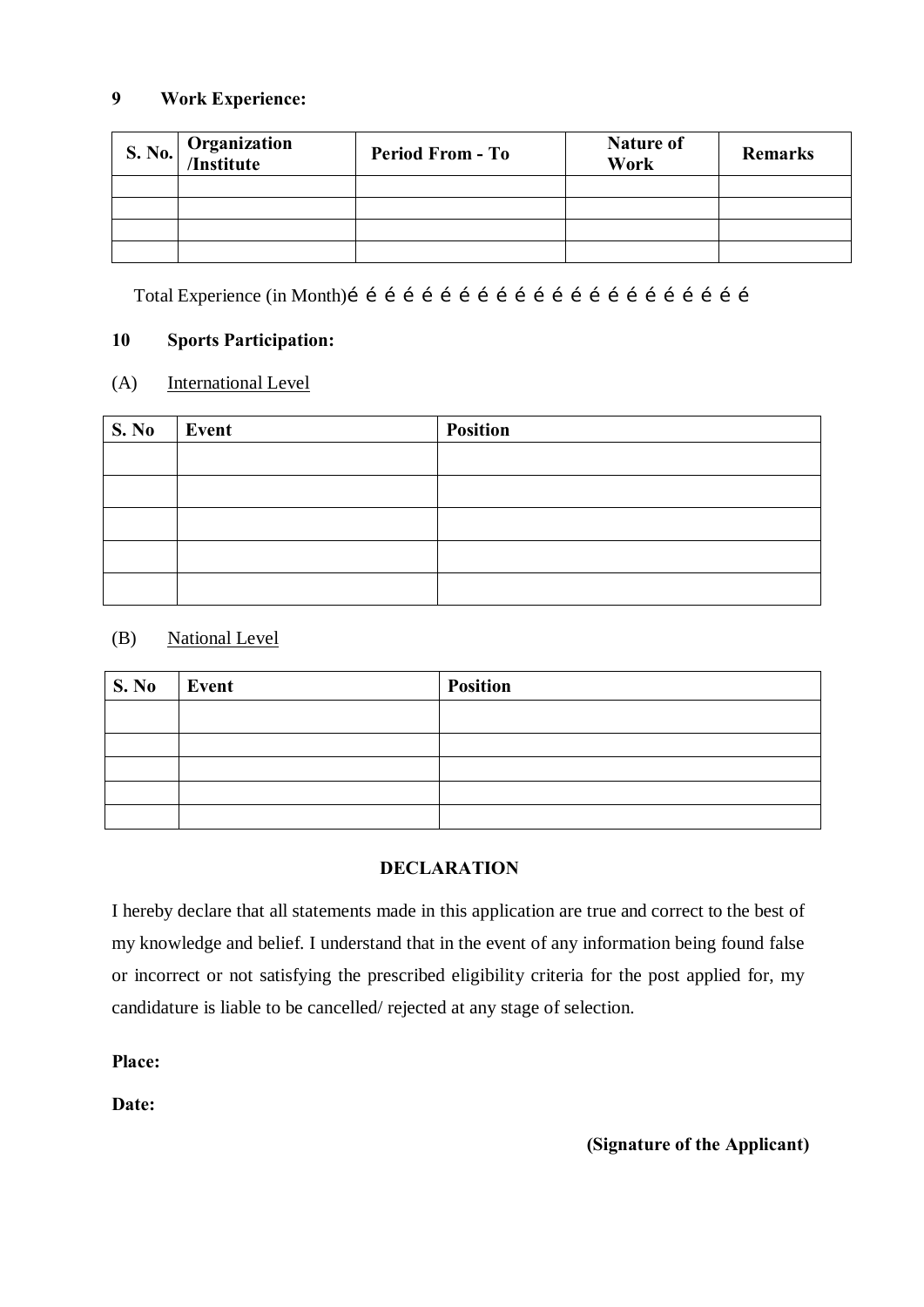**9 Work Experience:**

| S. No. | Organization /Institute | Period From - To | Nature of Work | Remarks |
|---|---|---|---|---|
| | | | | |
| | | | | |
| | | | | |
| | | | | |

Total Experience (in Month)é é é é é é é é é é é é é é é é é é é é é é

**10 Sports Participation:**

(A) International Level

| S. No | Event | Position |
|---|---|---|
| | | |
| | | |
| | | |
| | | |
| | | |

(B) National Level

| S. No | Event | Position |
|---|---|---|
| | | |
| | | |
| | | |
| | | |
| | | |

**DECLARATION**

I hereby declare that all statements made in this application are true and correct to the best of my knowledge and belief. I understand that in the event of any information being found false or incorrect or not satisfying the prescribed eligibility criteria for the post applied for, my candidature is liable to be cancelled/ rejected at any stage of selection.

**Place:**

**Date:**

**(Signature of the Applicant)**